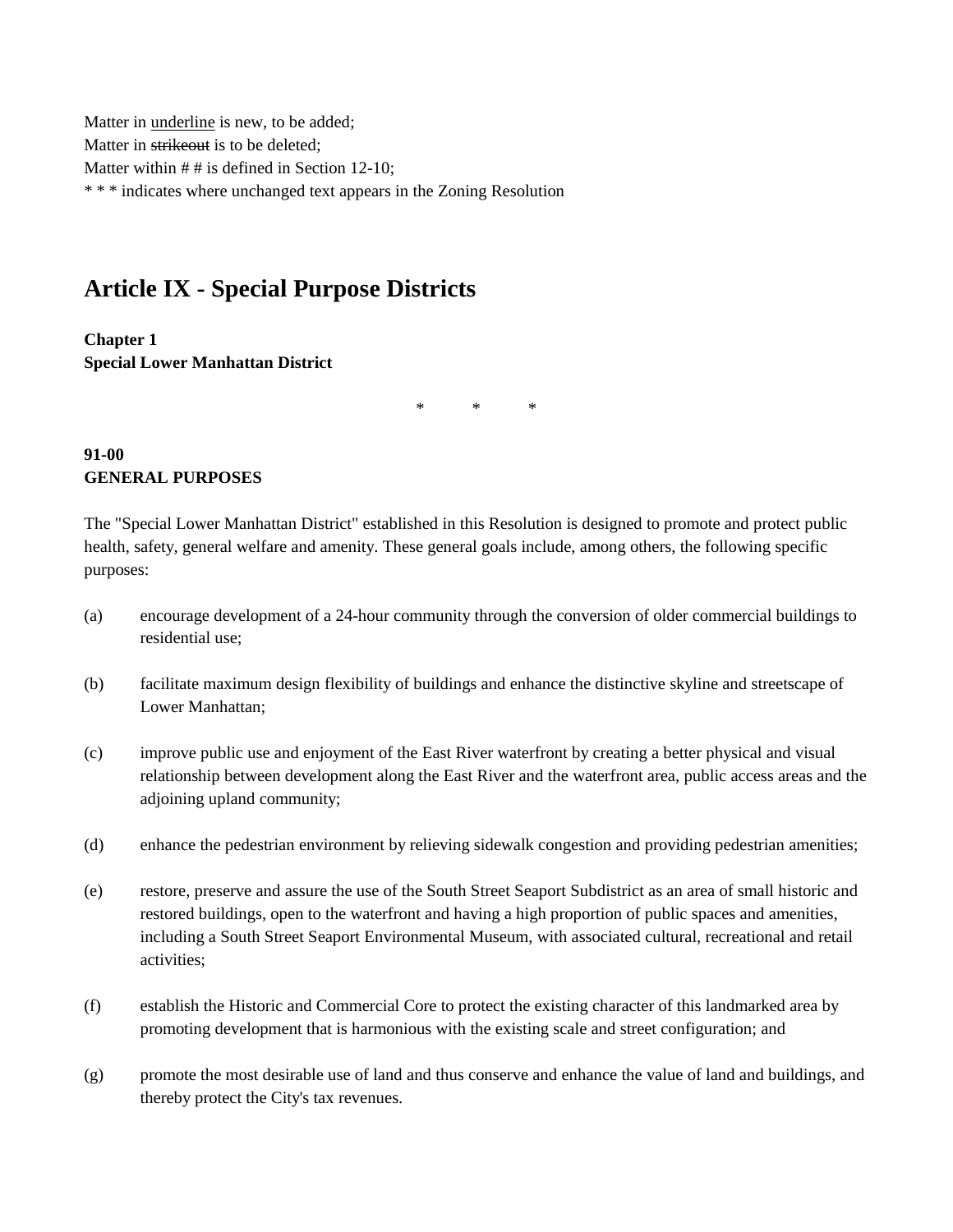Matter in <u>underline</u> is new, to be added;
Matter in ~~strikeout~~ is to be deleted;
Matter within # # is defined in Section 12-10;
* * * indicates where unchanged text appears in the Zoning Resolution

# Article IX - Special Purpose Districts

**Chapter 1**
**Special Lower Manhattan District**

* * *

**91-00**
**GENERAL PURPOSES**

The "Special Lower Manhattan District" established in this Resolution is designed to promote and protect public health, safety, general welfare and amenity. These general goals include, among others, the following specific purposes:

(a) encourage development of a 24-hour community through the conversion of older commercial buildings to residential use;

(b) facilitate maximum design flexibility of buildings and enhance the distinctive skyline and streetscape of Lower Manhattan;

(c) improve public use and enjoyment of the East River waterfront by creating a better physical and visual relationship between development along the East River and the waterfront area, public access areas and the adjoining upland community;

(d) enhance the pedestrian environment by relieving sidewalk congestion and providing pedestrian amenities;

(e) restore, preserve and assure the use of the South Street Seaport Subdistrict as an area of small historic and restored buildings, open to the waterfront and having a high proportion of public spaces and amenities, including a South Street Seaport Environmental Museum, with associated cultural, recreational and retail activities;

(f) establish the Historic and Commercial Core to protect the existing character of this landmarked area by promoting development that is harmonious with the existing scale and street configuration; and

(g) promote the most desirable use of land and thus conserve and enhance the value of land and buildings, and thereby protect the City's tax revenues.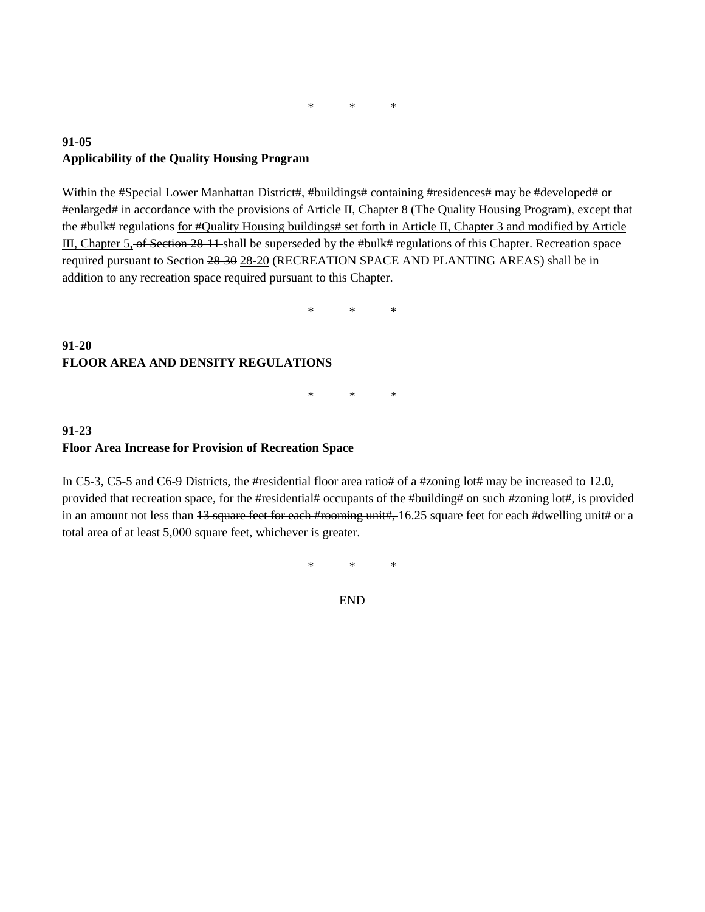\*      \*      \*

**91-05**
**Applicability of the Quality Housing Program**

Within the #Special Lower Manhattan District#, #buildings# containing #residences# may be #developed# or #enlarged# in accordance with the provisions of Article II, Chapter 8 (The Quality Housing Program), except that the #bulk# regulations <u>for #Quality Housing buildings# set forth in Article II, Chapter 3 and modified by Article III, Chapter 5,</u> ~~of Section 28-11~~ shall be superseded by the #bulk# regulations of this Chapter. Recreation space required pursuant to Section ~~28-30~~ <u>28-20</u> (RECREATION SPACE AND PLANTING AREAS) shall be in addition to any recreation space required pursuant to this Chapter.

\*      \*      \*

**91-20**
**FLOOR AREA AND DENSITY REGULATIONS**

\*      \*      \*

**91-23**
**Floor Area Increase for Provision of Recreation Space**

In C5-3, C5-5 and C6-9 Districts, the #residential floor area ratio# of a #zoning lot# may be increased to 12.0, provided that recreation space, for the #residential# occupants of the #building# on such #zoning lot#, is provided in an amount not less than ~~13 square feet for each #rooming unit#,~~ 16.25 square feet for each #dwelling unit# or a total area of at least 5,000 square feet, whichever is greater.

\*      \*      \*

END